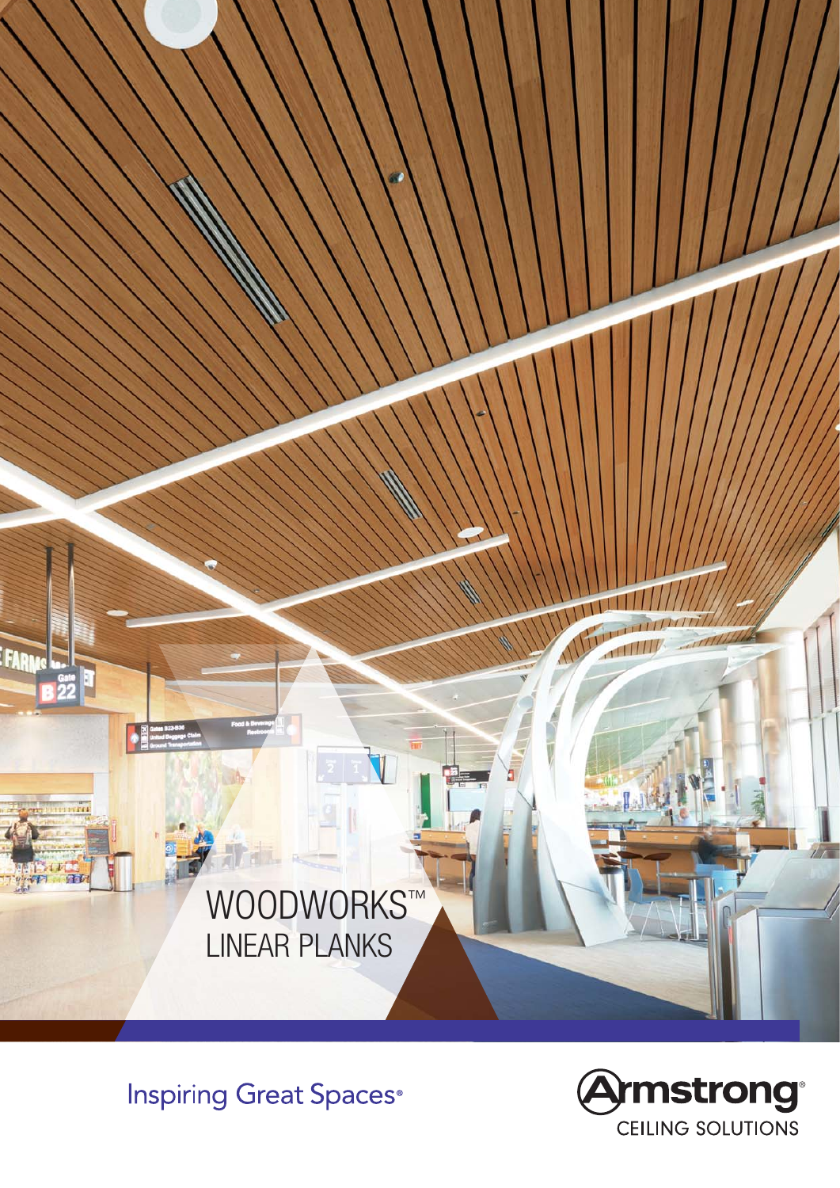# WOODWORKS™ LINEAR PLANKS

Inspiring Great Spaces®

Armstrong® CEILING SOLUTIONS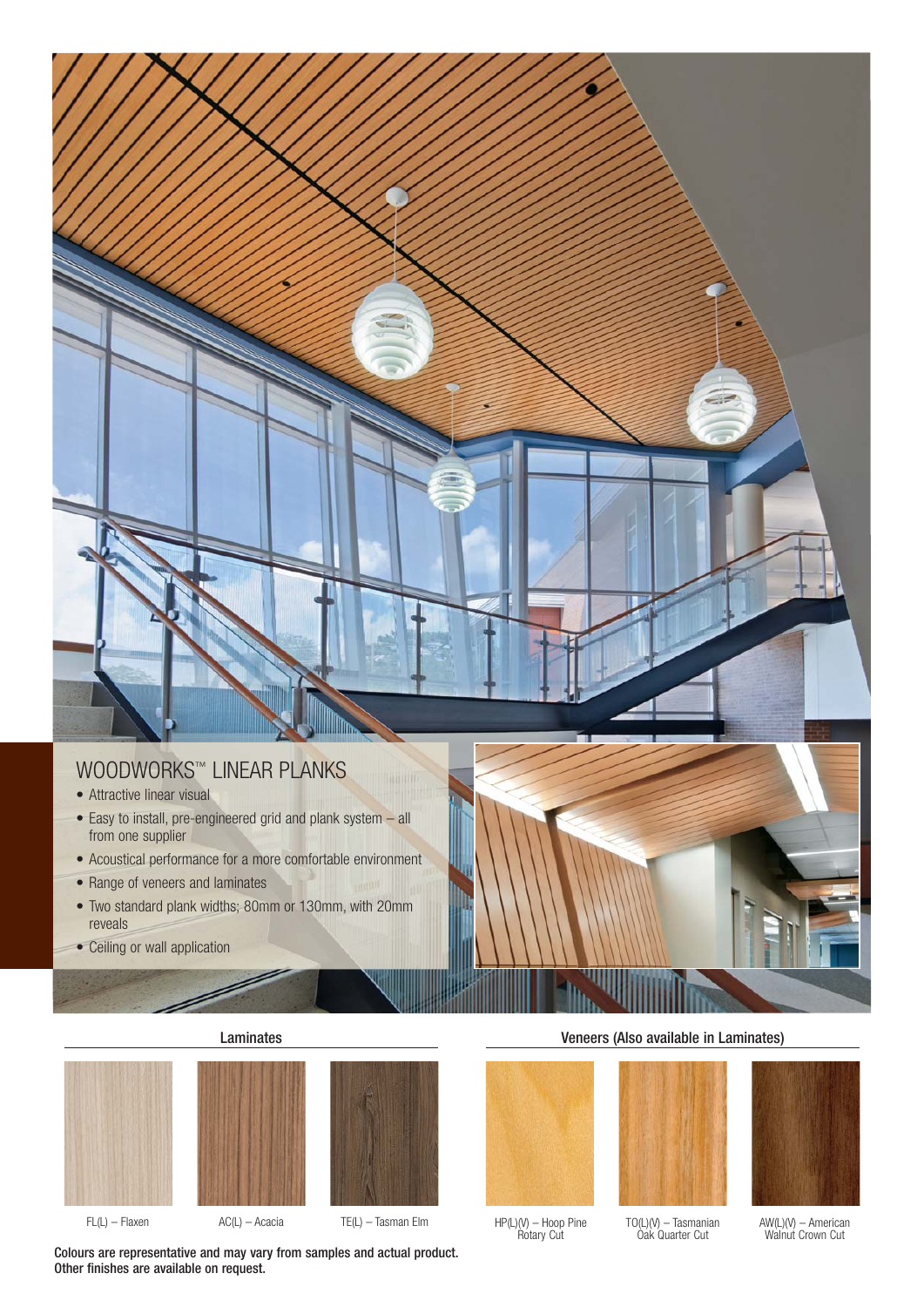# WOODWORKS™ LINEAR PLANKS

- Attractive linear visual
- Easy to install, pre-engineered grid and plank system – all from one supplier
- Acoustical performance for a more comfortable environment
- Range of veneers and laminates
- Two standard plank widths; 80mm or 130mm, with 20mm reveals
- Ceiling or wall application

## Laminates

FL(L) – Flaxen

AC(L) – Acacia

TE(L) – Tasman Elm

## Veneers (Also available in Laminates)

HP(L)(V) – Hoop Pine Rotary Cut

TO(L)(V) – Tasmanian Oak Quarter Cut

AW(L)(V) – American Walnut Crown Cut

**Colours are representative and may vary from samples and actual product. Other finishes are available on request.**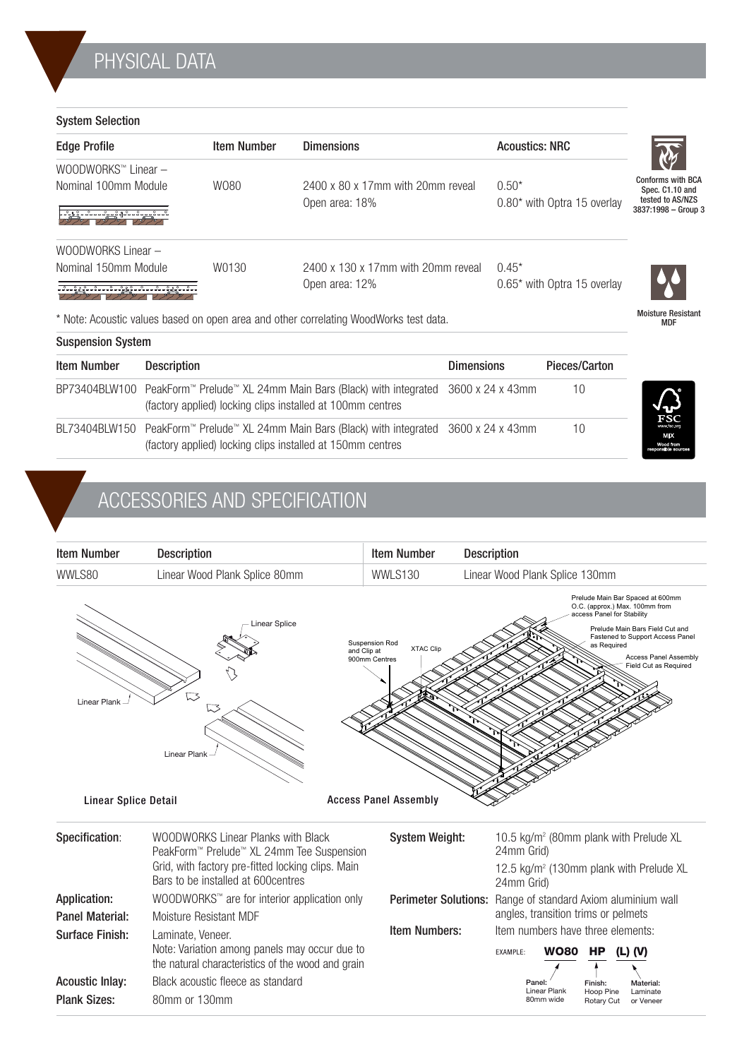# PHYSICAL DATA

### System Selection

| Edge Profile | Item Number | Dimensions | Acoustics: NRC |
|---|---|---|---|
| WOODWORKS™ Linear – Nominal 100mm Module | W080 | 2400 x 80 x 17mm with 20mm reveal<br>Open area: 18% | 0.50*<br>0.80* with Optra 15 overlay |
| WOODWORKS Linear – Nominal 150mm Module | W0130 | 2400 x 130 x 17mm with 20mm reveal<br>Open area: 12% | 0.45*<br>0.65* with Optra 15 overlay |

* Note: Acoustic values based on open area and other correlating WoodWorks test data.

Conforms with BCA Spec. C1.10 and tested to AS/NZS 3837:1998 – Group 3

Moisture Resistant MDF

FSC
www.fsc.org
MIX
Wood from responsible sources

### Suspension System

| Item Number | Description | Dimensions | Pieces/Carton |
|---|---|---|---|
| BP73404BLW100 | PeakForm™ Prelude™ XL 24mm Main Bars (Black) with integrated (factory applied) locking clips installed at 100mm centres | 3600 x 24 x 43mm | 10 |
| BL73404BLW150 | PeakForm™ Prelude™ XL 24mm Main Bars (Black) with integrated (factory applied) locking clips installed at 150mm centres | 3600 x 24 x 43mm | 10 |

# ACCESSORIES AND SPECIFICATION

| Item Number | Description | Item Number | Description |
|---|---|---|---|
| WWLS80 | Linear Wood Plank Splice 80mm | WWLS130 | Linear Wood Plank Splice 130mm |

Linear Splice
Linear Plank
Linear Plank

**Linear Splice Detail**

Prelude Main Bar Spaced at 600mm O.C. (approx.) Max. 100mm from access Panel for Stability
Prelude Main Bars Field Cut and Fastened to Support Access Panel as Required
Access Panel Assembly Field Cut as Required
Suspension Rod and Clip at 900mm Centres
XTAC Clip

**Access Panel Assembly**

**Specification:** WOODWORKS Linear Planks with Black PeakForm™ Prelude™ XL 24mm Tee Suspension Grid, with factory pre-fitted locking clips. Main Bars to be installed at 600centres

**Application:** WOODWORKS™ are for interior application only

**Panel Material:** Moisture Resistant MDF

**Surface Finish:** Laminate, Veneer.
Note: Variation among panels may occur due to the natural characteristics of the wood and grain

**Acoustic Inlay:** Black acoustic fleece as standard

**Plank Sizes:** 80mm or 130mm

**System Weight:** 10.5 kg/m² (80mm plank with Prelude XL 24mm Grid)
12.5 kg/m² (130mm plank with Prelude XL 24mm Grid)

**Perimeter Solutions:** Range of standard Axiom aluminium wall angles, transition trims or pelmets

**Item Numbers:** Item numbers have three elements:

EXAMPLE: **WO80 HP (L) (V)**

Panel: Linear Plank 80mm wide
Finish: Hoop Pine Rotary Cut
Material: Laminate or Veneer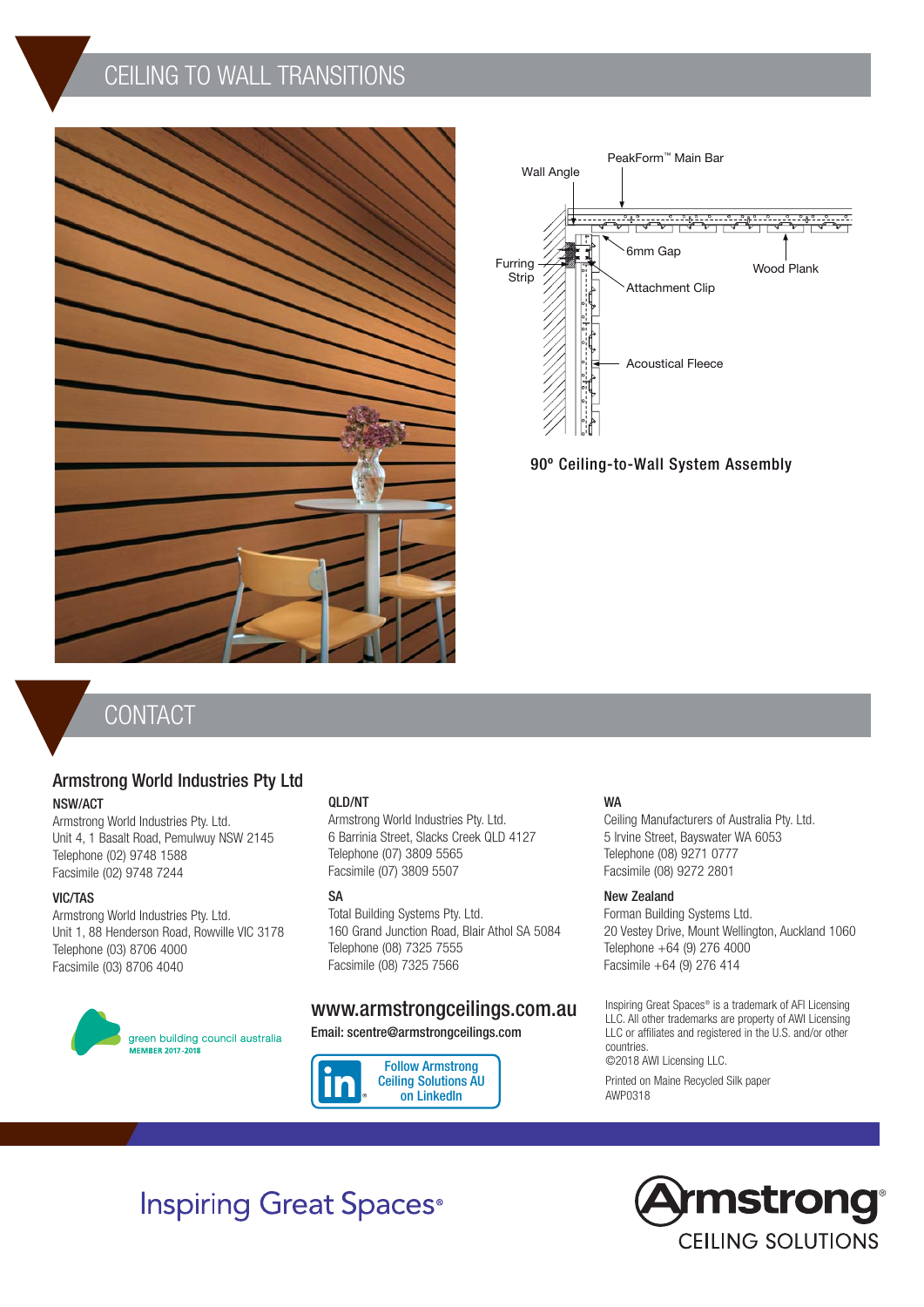# CEILING TO WALL TRANSITIONS

Wall Angle

PeakForm™ Main Bar

Furring Strip

6mm Gap

Wood Plank

Attachment Clip

Acoustical Fleece

90º Ceiling-to-Wall System Assembly

# CONTACT

## Armstrong World Industries Pty Ltd

**NSW/ACT**
Armstrong World Industries Pty. Ltd.
Unit 4, 1 Basalt Road, Pemulwuy NSW 2145
Telephone (02) 9748 1588
Facsimile (02) 9748 7244

**VIC/TAS**
Armstrong World Industries Pty. Ltd.
Unit 1, 88 Henderson Road, Rowville VIC 3178
Telephone (03) 8706 4000
Facsimile (03) 8706 4040

**QLD/NT**
Armstrong World Industries Pty. Ltd.
6 Barrinia Street, Slacks Creek QLD 4127
Telephone (07) 3809 5565
Facsimile (07) 3809 5507

**SA**
Total Building Systems Pty. Ltd.
160 Grand Junction Road, Blair Athol SA 5084
Telephone (08) 7325 7555
Facsimile (08) 7325 7566

**WA**
Ceiling Manufacturers of Australia Pty. Ltd.
5 Irvine Street, Bayswater WA 6053
Telephone (08) 9271 0777
Facsimile (08) 9272 2801

**New Zealand**
Forman Building Systems Ltd.
20 Vestey Drive, Mount Wellington, Auckland 1060
Telephone +64 (9) 276 4000
Facsimile +64 (9) 276 414

green building council australia
MEMBER 2017-2018

**www.armstrongceilings.com.au**
Email: scentre@armstrongceilings.com

Follow Armstrong Ceiling Solutions AU on LinkedIn

Inspiring Great Spaces® is a trademark of AFI Licensing LLC. All other trademarks are property of AWI Licensing LLC or affiliates and registered in the U.S. and/or other countries.
©2018 AWI Licensing LLC.

Printed on Maine Recycled Silk paper
AWP0318

Inspiring Great Spaces®

Armstrong®
CEILING SOLUTIONS